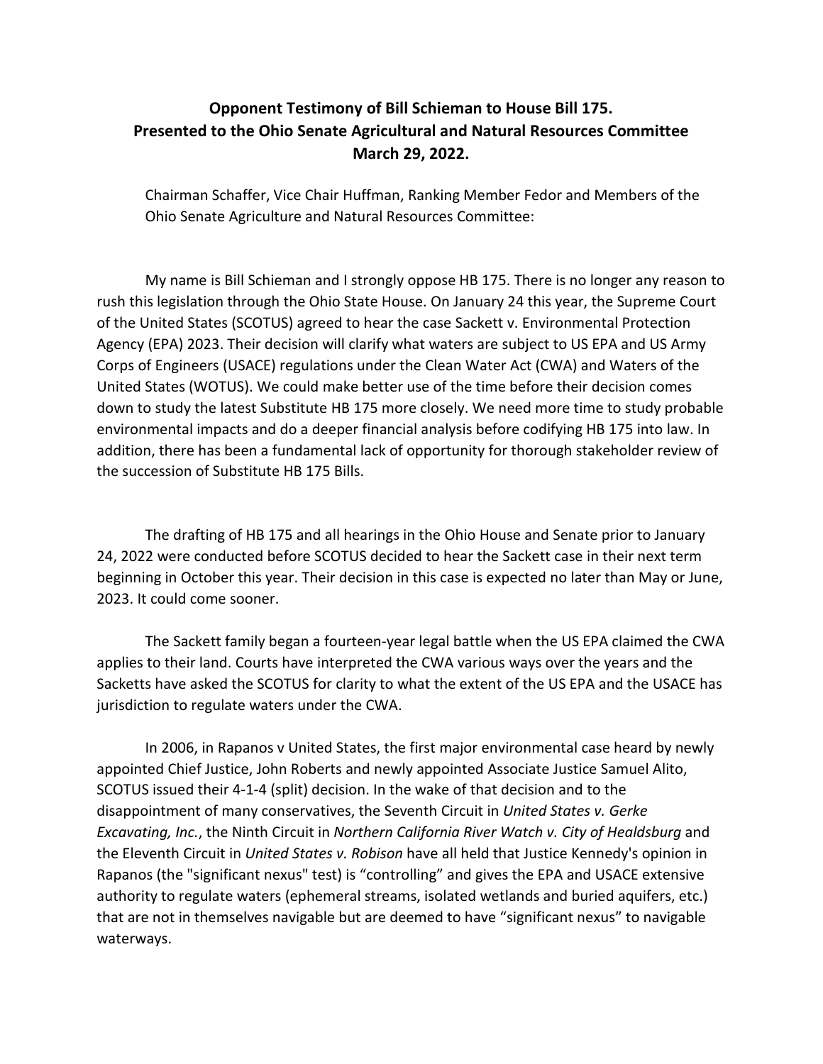**Opponent Testimony of Bill Schieman to House Bill 175.**
**Presented to the Ohio Senate Agricultural and Natural Resources Committee**
**March 29, 2022.**

Chairman Schaffer, Vice Chair Huffman, Ranking Member Fedor and Members of the Ohio Senate Agriculture and Natural Resources Committee:

My name is Bill Schieman and I strongly oppose HB 175. There is no longer any reason to rush this legislation through the Ohio State House. On January 24 this year, the Supreme Court of the United States (SCOTUS) agreed to hear the case Sackett v. Environmental Protection Agency (EPA) 2023. Their decision will clarify what waters are subject to US EPA and US Army Corps of Engineers (USACE) regulations under the Clean Water Act (CWA) and Waters of the United States (WOTUS). We could make better use of the time before their decision comes down to study the latest Substitute HB 175 more closely. We need more time to study probable environmental impacts and do a deeper financial analysis before codifying HB 175 into law. In addition, there has been a fundamental lack of opportunity for thorough stakeholder review of the succession of Substitute HB 175 Bills.

The drafting of HB 175 and all hearings in the Ohio House and Senate prior to January 24, 2022 were conducted before SCOTUS decided to hear the Sackett case in their next term beginning in October this year. Their decision in this case is expected no later than May or June, 2023. It could come sooner.

The Sackett family began a fourteen-year legal battle when the US EPA claimed the CWA applies to their land. Courts have interpreted the CWA various ways over the years and the Sacketts have asked the SCOTUS for clarity to what the extent of the US EPA and the USACE has jurisdiction to regulate waters under the CWA.

In 2006, in Rapanos v United States, the first major environmental case heard by newly appointed Chief Justice, John Roberts and newly appointed Associate Justice Samuel Alito, SCOTUS issued their 4-1-4 (split) decision. In the wake of that decision and to the disappointment of many conservatives, the Seventh Circuit in *United States v. Gerke Excavating, Inc.*, the Ninth Circuit in *Northern California River Watch v. City of Healdsburg* and the Eleventh Circuit in *United States v. Robison* have all held that Justice Kennedy's opinion in Rapanos (the "significant nexus" test) is "controlling" and gives the EPA and USACE extensive authority to regulate waters (ephemeral streams, isolated wetlands and buried aquifers, etc.) that are not in themselves navigable but are deemed to have "significant nexus" to navigable waterways.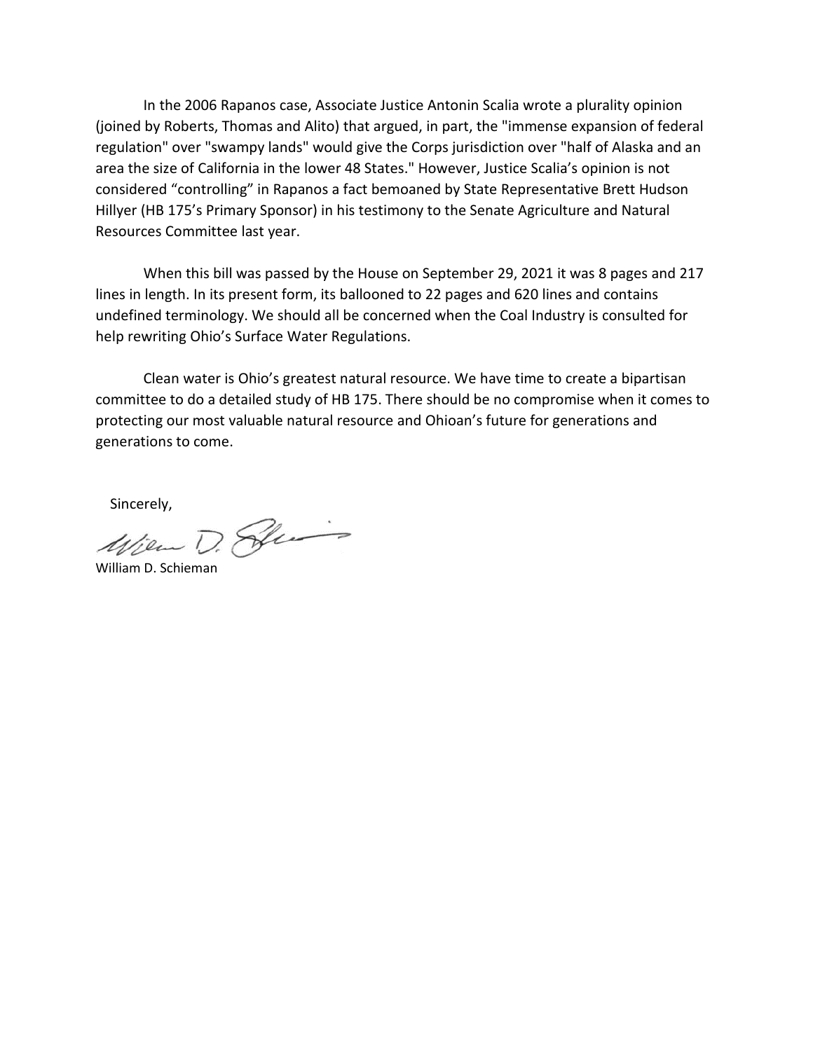In the 2006 Rapanos case, Associate Justice Antonin Scalia wrote a plurality opinion (joined by Roberts, Thomas and Alito) that argued, in part, the "immense expansion of federal regulation" over "swampy lands" would give the Corps jurisdiction over "half of Alaska and an area the size of California in the lower 48 States." However, Justice Scalia's opinion is not considered "controlling" in Rapanos a fact bemoaned by State Representative Brett Hudson Hillyer (HB 175's Primary Sponsor) in his testimony to the Senate Agriculture and Natural Resources Committee last year.

When this bill was passed by the House on September 29, 2021 it was 8 pages and 217 lines in length. In its present form, its ballooned to 22 pages and 620 lines and contains undefined terminology. We should all be concerned when the Coal Industry is consulted for help rewriting Ohio's Surface Water Regulations.

Clean water is Ohio's greatest natural resource. We have time to create a bipartisan committee to do a detailed study of HB 175. There should be no compromise when it comes to protecting our most valuable natural resource and Ohioan's future for generations and generations to come.

Sincerely,

William D. Schieman